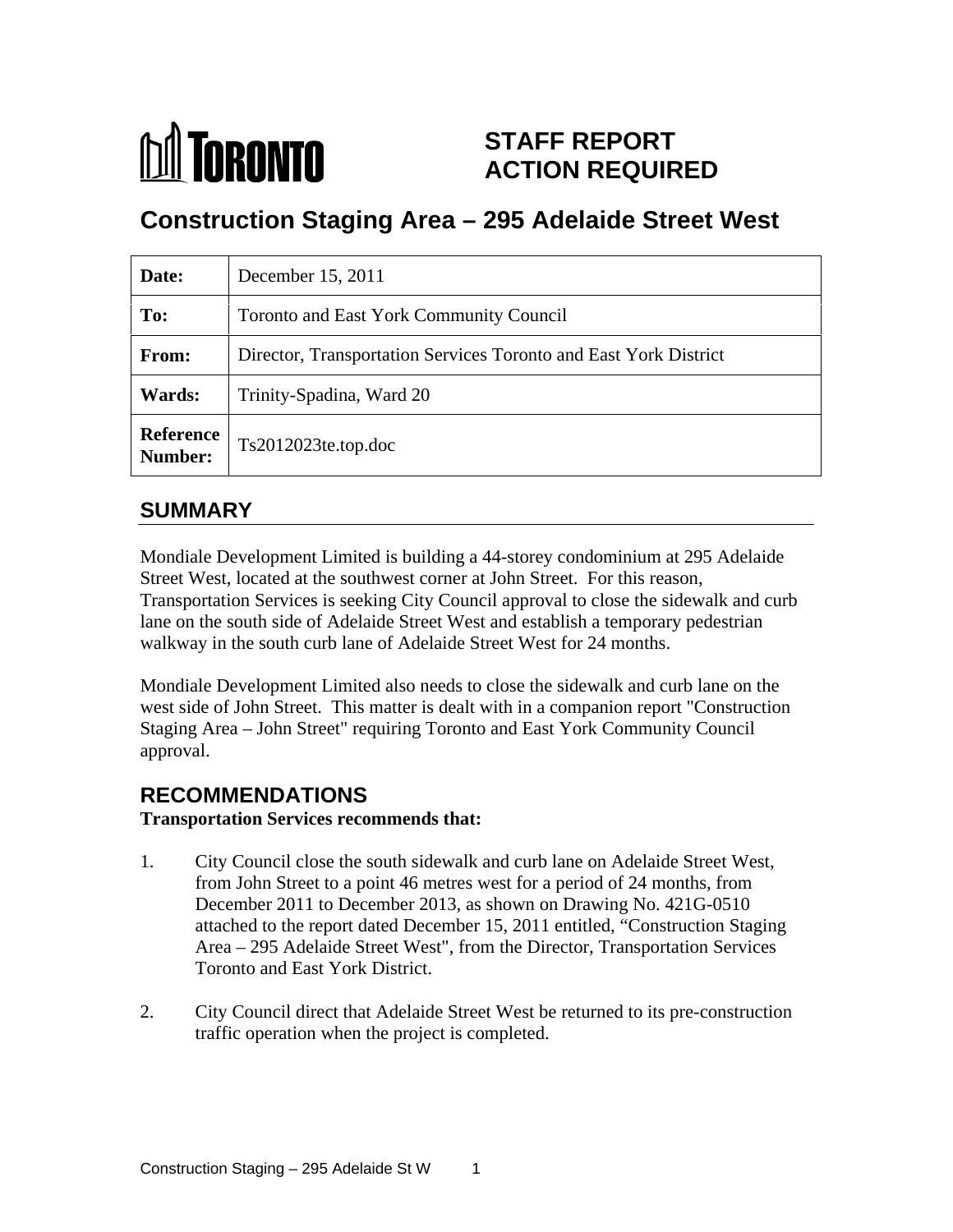TORONTO

# STAFF REPORT ACTION REQUIRED

# Construction Staging Area – 295 Adelaide Street West

| | |
|---|---|
| **Date:** | December 15, 2011 |
| **To:** | Toronto and East York Community Council |
| **From:** | Director, Transportation Services Toronto and East York District |
| **Wards:** | Trinity-Spadina, Ward 20 |
| **Reference Number:** | Ts2012023te.top.doc |

## SUMMARY

Mondiale Development Limited is building a 44-storey condominium at 295 Adelaide Street West, located at the southwest corner at John Street. For this reason, Transportation Services is seeking City Council approval to close the sidewalk and curb lane on the south side of Adelaide Street West and establish a temporary pedestrian walkway in the south curb lane of Adelaide Street West for 24 months.

Mondiale Development Limited also needs to close the sidewalk and curb lane on the west side of John Street. This matter is dealt with in a companion report "Construction Staging Area – John Street" requiring Toronto and East York Community Council approval.

## RECOMMENDATIONS

**Transportation Services recommends that:**

1. City Council close the south sidewalk and curb lane on Adelaide Street West, from John Street to a point 46 metres west for a period of 24 months, from December 2011 to December 2013, as shown on Drawing No. 421G-0510 attached to the report dated December 15, 2011 entitled, "Construction Staging Area – 295 Adelaide Street West", from the Director, Transportation Services Toronto and East York District.

2. City Council direct that Adelaide Street West be returned to its pre-construction traffic operation when the project is completed.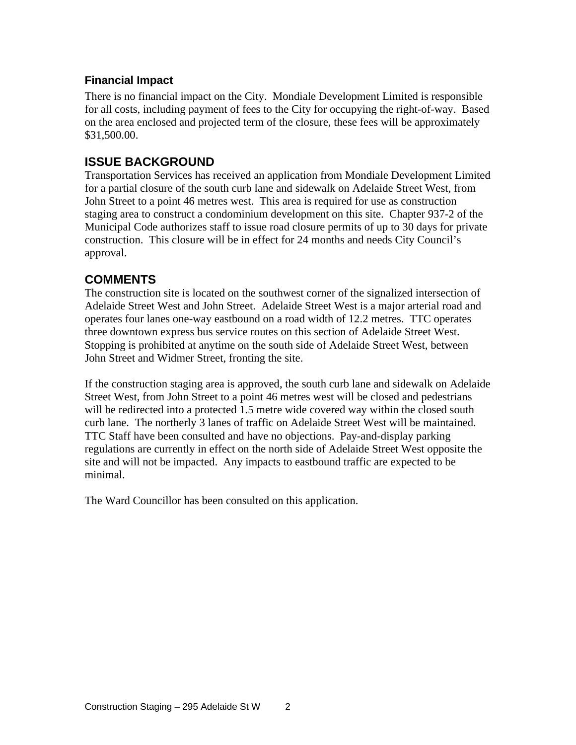### Financial Impact

There is no financial impact on the City. Mondiale Development Limited is responsible for all costs, including payment of fees to the City for occupying the right-of-way. Based on the area enclosed and projected term of the closure, these fees will be approximately $31,500.00.

## ISSUE BACKGROUND

Transportation Services has received an application from Mondiale Development Limited for a partial closure of the south curb lane and sidewalk on Adelaide Street West, from John Street to a point 46 metres west. This area is required for use as construction staging area to construct a condominium development on this site. Chapter 937-2 of the Municipal Code authorizes staff to issue road closure permits of up to 30 days for private construction. This closure will be in effect for 24 months and needs City Council's approval.

## COMMENTS

The construction site is located on the southwest corner of the signalized intersection of Adelaide Street West and John Street. Adelaide Street West is a major arterial road and operates four lanes one-way eastbound on a road width of 12.2 metres. TTC operates three downtown express bus service routes on this section of Adelaide Street West. Stopping is prohibited at anytime on the south side of Adelaide Street West, between John Street and Widmer Street, fronting the site.

If the construction staging area is approved, the south curb lane and sidewalk on Adelaide Street West, from John Street to a point 46 metres west will be closed and pedestrians will be redirected into a protected 1.5 metre wide covered way within the closed south curb lane. The northerly 3 lanes of traffic on Adelaide Street West will be maintained. TTC Staff have been consulted and have no objections. Pay-and-display parking regulations are currently in effect on the north side of Adelaide Street West opposite the site and will not be impacted. Any impacts to eastbound traffic are expected to be minimal.

The Ward Councillor has been consulted on this application.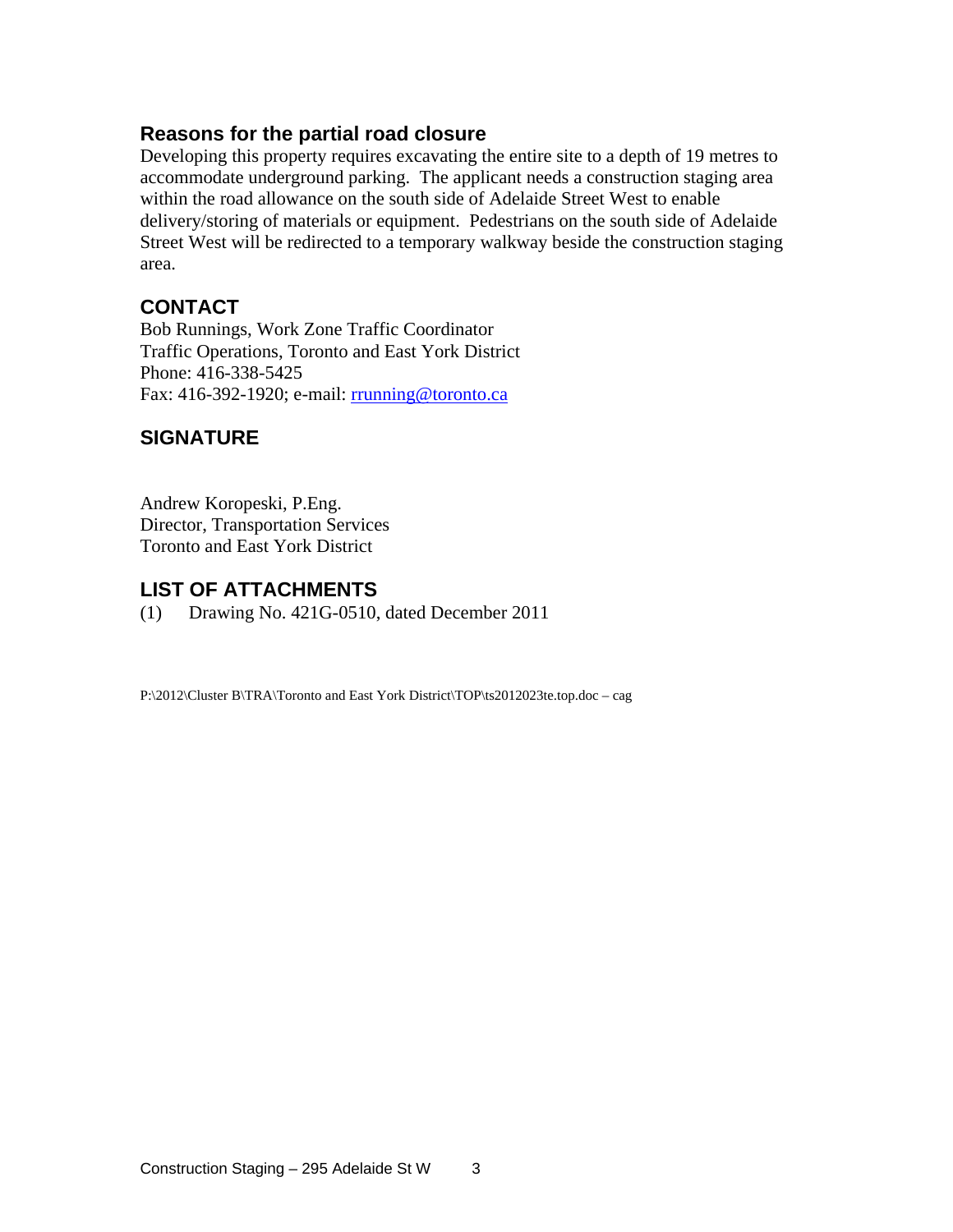## Reasons for the partial road closure

Developing this property requires excavating the entire site to a depth of 19 metres to accommodate underground parking. The applicant needs a construction staging area within the road allowance on the south side of Adelaide Street West to enable delivery/storing of materials or equipment. Pedestrians on the south side of Adelaide Street West will be redirected to a temporary walkway beside the construction staging area.

## CONTACT

Bob Runnings, Work Zone Traffic Coordinator
Traffic Operations, Toronto and East York District
Phone: 416-338-5425
Fax: 416-392-1920; e-mail: rrunning@toronto.ca

## SIGNATURE

Andrew Koropeski, P.Eng.
Director, Transportation Services
Toronto and East York District

## LIST OF ATTACHMENTS

(1) Drawing No. 421G-0510, dated December 2011

P:\2012\Cluster B\TRA\Toronto and East York District\TOP\ts2012023te.top.doc – cag